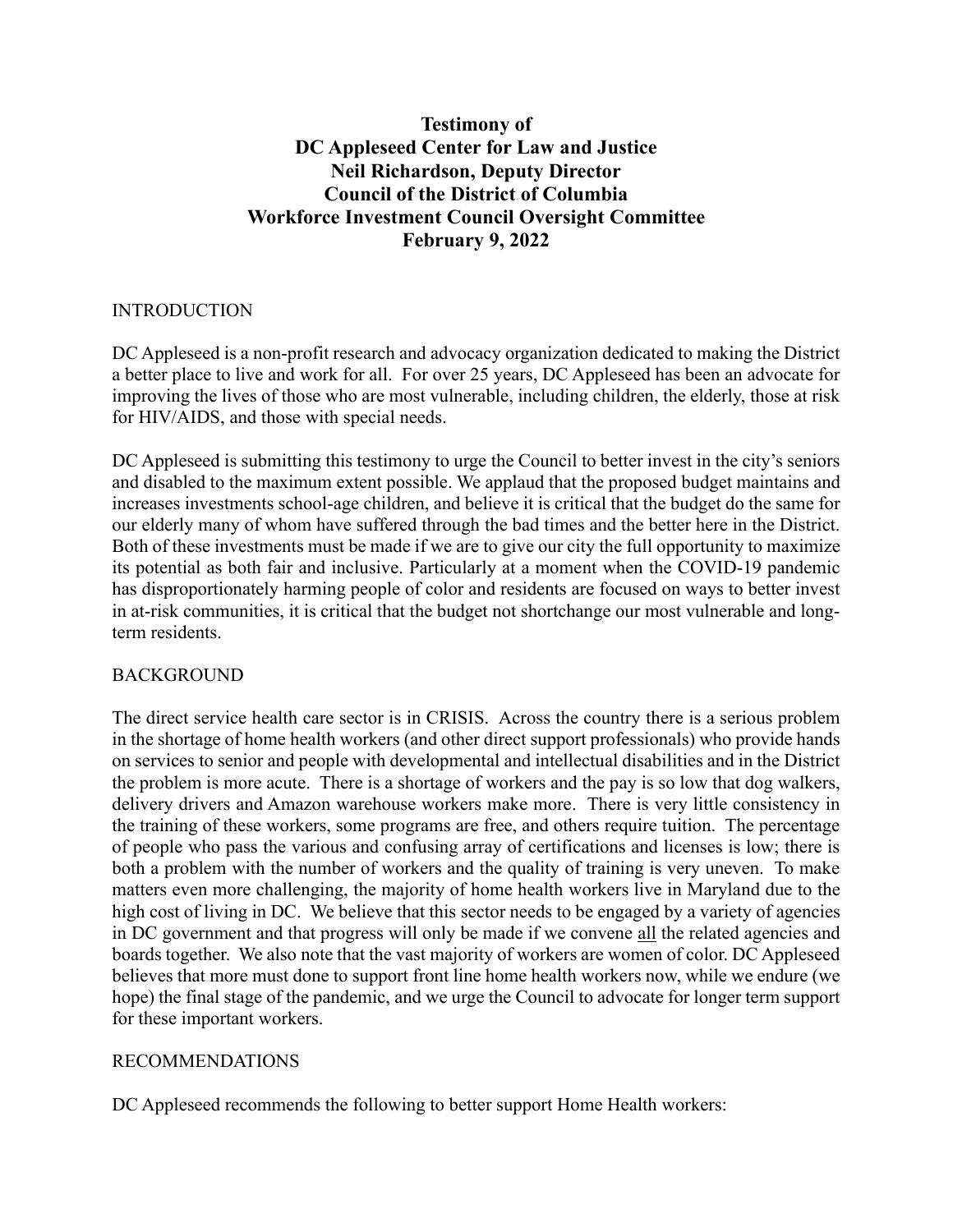**Testimony of**
**DC Appleseed Center for Law and Justice**
**Neil Richardson, Deputy Director**
**Council of the District of Columbia**
**Workforce Investment Council Oversight Committee**
**February 9, 2022**

## INTRODUCTION

DC Appleseed is a non-profit research and advocacy organization dedicated to making the District a better place to live and work for all. For over 25 years, DC Appleseed has been an advocate for improving the lives of those who are most vulnerable, including children, the elderly, those at risk for HIV/AIDS, and those with special needs.

DC Appleseed is submitting this testimony to urge the Council to better invest in the city's seniors and disabled to the maximum extent possible. We applaud that the proposed budget maintains and increases investments school-age children, and believe it is critical that the budget do the same for our elderly many of whom have suffered through the bad times and the better here in the District. Both of these investments must be made if we are to give our city the full opportunity to maximize its potential as both fair and inclusive. Particularly at a moment when the COVID-19 pandemic has disproportionately harming people of color and residents are focused on ways to better invest in at-risk communities, it is critical that the budget not shortchange our most vulnerable and long-term residents.

## BACKGROUND

The direct service health care sector is in CRISIS. Across the country there is a serious problem in the shortage of home health workers (and other direct support professionals) who provide hands on services to senior and people with developmental and intellectual disabilities and in the District the problem is more acute. There is a shortage of workers and the pay is so low that dog walkers, delivery drivers and Amazon warehouse workers make more. There is very little consistency in the training of these workers, some programs are free, and others require tuition. The percentage of people who pass the various and confusing array of certifications and licenses is low; there is both a problem with the number of workers and the quality of training is very uneven. To make matters even more challenging, the majority of home health workers live in Maryland due to the high cost of living in DC. We believe that this sector needs to be engaged by a variety of agencies in DC government and that progress will only be made if we convene <u>all</u> the related agencies and boards together. We also note that the vast majority of workers are women of color. DC Appleseed believes that more must done to support front line home health workers now, while we endure (we hope) the final stage of the pandemic, and we urge the Council to advocate for longer term support for these important workers.

## RECOMMENDATIONS

DC Appleseed recommends the following to better support Home Health workers: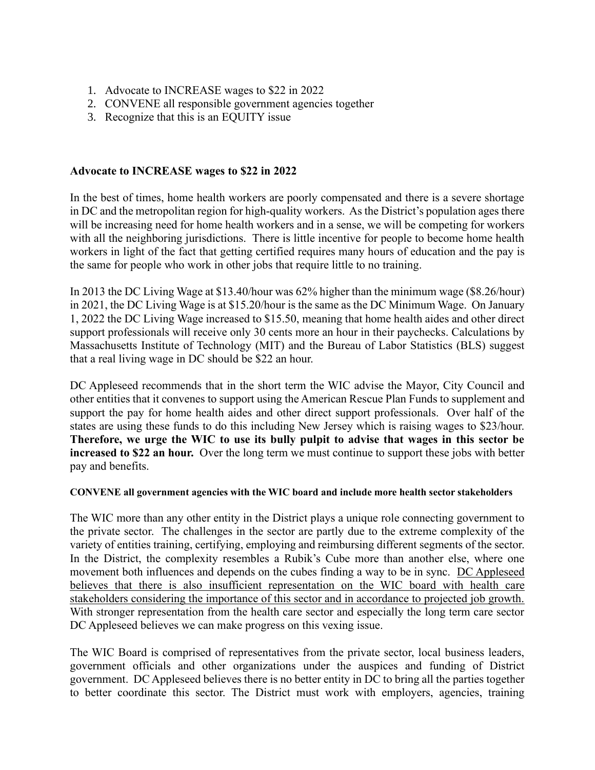1. Advocate to INCREASE wages to $22 in 2022
2. CONVENE all responsible government agencies together
3. Recognize that this is an EQUITY issue

**Advocate to INCREASE wages to $22 in 2022**

In the best of times, home health workers are poorly compensated and there is a severe shortage in DC and the metropolitan region for high-quality workers. As the District's population ages there will be increasing need for home health workers and in a sense, we will be competing for workers with all the neighboring jurisdictions. There is little incentive for people to become home health workers in light of the fact that getting certified requires many hours of education and the pay is the same for people who work in other jobs that require little to no training.

In 2013 the DC Living Wage at $13.40/hour was 62% higher than the minimum wage ($8.26/hour) in 2021, the DC Living Wage is at $15.20/hour is the same as the DC Minimum Wage. On January 1, 2022 the DC Living Wage increased to $15.50, meaning that home health aides and other direct support professionals will receive only 30 cents more an hour in their paychecks. Calculations by Massachusetts Institute of Technology (MIT) and the Bureau of Labor Statistics (BLS) suggest that a real living wage in DC should be $22 an hour.

DC Appleseed recommends that in the short term the WIC advise the Mayor, City Council and other entities that it convenes to support using the American Rescue Plan Funds to supplement and support the pay for home health aides and other direct support professionals. Over half of the states are using these funds to do this including New Jersey which is raising wages to $23/hour. **Therefore, we urge the WIC to use its bully pulpit to advise that wages in this sector be increased to $22 an hour.** Over the long term we must continue to support these jobs with better pay and benefits.

**CONVENE all government agencies with the WIC board and include more health sector stakeholders**

The WIC more than any other entity in the District plays a unique role connecting government to the private sector. The challenges in the sector are partly due to the extreme complexity of the variety of entities training, certifying, employing and reimbursing different segments of the sector. In the District, the complexity resembles a Rubik's Cube more than another else, where one movement both influences and depends on the cubes finding a way to be in sync. <u>DC Appleseed believes that there is also insufficient representation on the WIC board with health care stakeholders considering the importance of this sector and in accordance to projected job growth.</u> With stronger representation from the health care sector and especially the long term care sector DC Appleseed believes we can make progress on this vexing issue.

The WIC Board is comprised of representatives from the private sector, local business leaders, government officials and other organizations under the auspices and funding of District government. DC Appleseed believes there is no better entity in DC to bring all the parties together to better coordinate this sector. The District must work with employers, agencies, training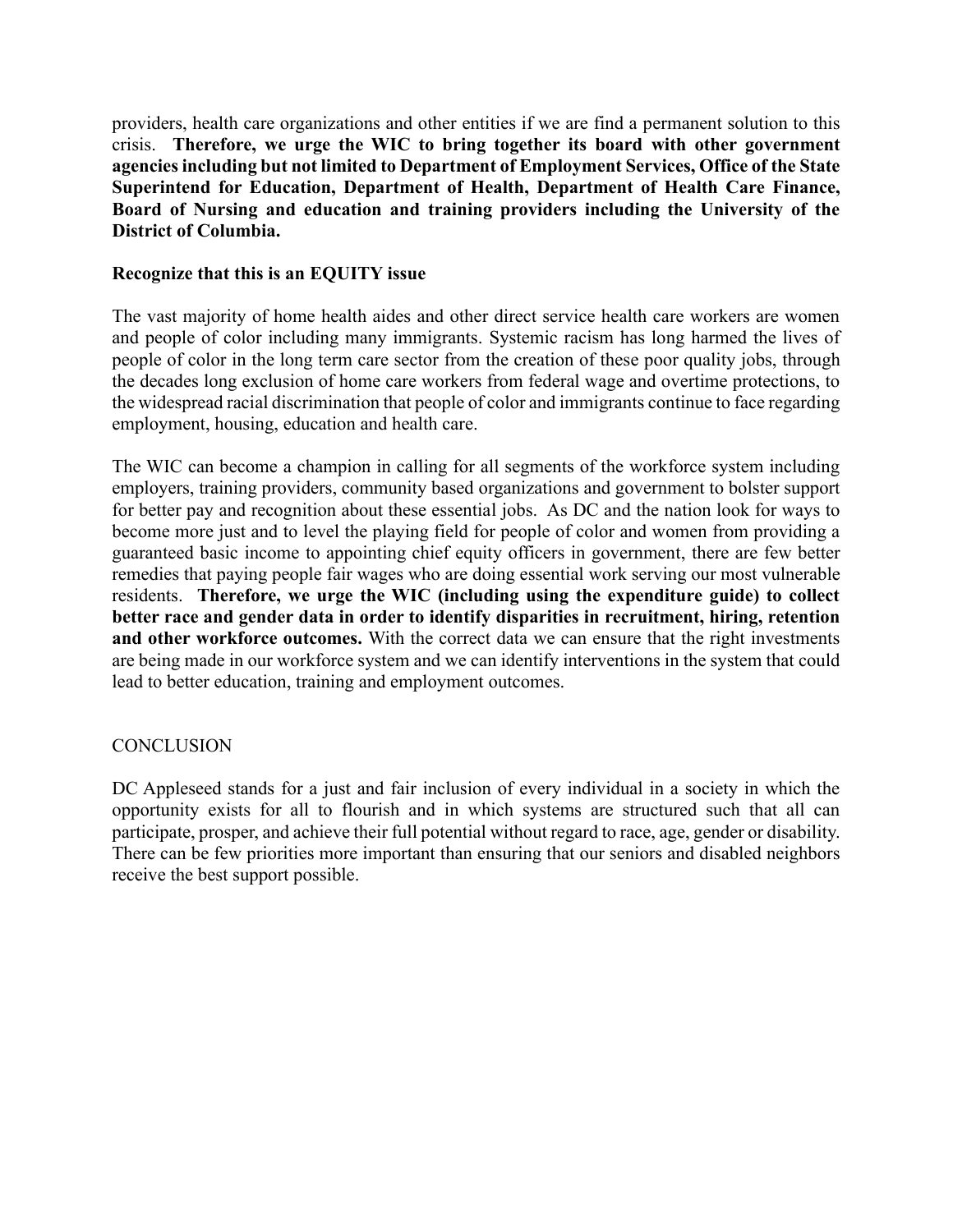providers, health care organizations and other entities if we are find a permanent solution to this crisis. **Therefore, we urge the WIC to bring together its board with other government agencies including but not limited to Department of Employment Services, Office of the State Superintend for Education, Department of Health, Department of Health Care Finance, Board of Nursing and education and training providers including the University of the District of Columbia.**

**Recognize that this is an EQUITY issue**

The vast majority of home health aides and other direct service health care workers are women and people of color including many immigrants. Systemic racism has long harmed the lives of people of color in the long term care sector from the creation of these poor quality jobs, through the decades long exclusion of home care workers from federal wage and overtime protections, to the widespread racial discrimination that people of color and immigrants continue to face regarding employment, housing, education and health care.

The WIC can become a champion in calling for all segments of the workforce system including employers, training providers, community based organizations and government to bolster support for better pay and recognition about these essential jobs. As DC and the nation look for ways to become more just and to level the playing field for people of color and women from providing a guaranteed basic income to appointing chief equity officers in government, there are few better remedies that paying people fair wages who are doing essential work serving our most vulnerable residents. **Therefore, we urge the WIC (including using the expenditure guide) to collect better race and gender data in order to identify disparities in recruitment, hiring, retention and other workforce outcomes.** With the correct data we can ensure that the right investments are being made in our workforce system and we can identify interventions in the system that could lead to better education, training and employment outcomes.

CONCLUSION

DC Appleseed stands for a just and fair inclusion of every individual in a society in which the opportunity exists for all to flourish and in which systems are structured such that all can participate, prosper, and achieve their full potential without regard to race, age, gender or disability. There can be few priorities more important than ensuring that our seniors and disabled neighbors receive the best support possible.